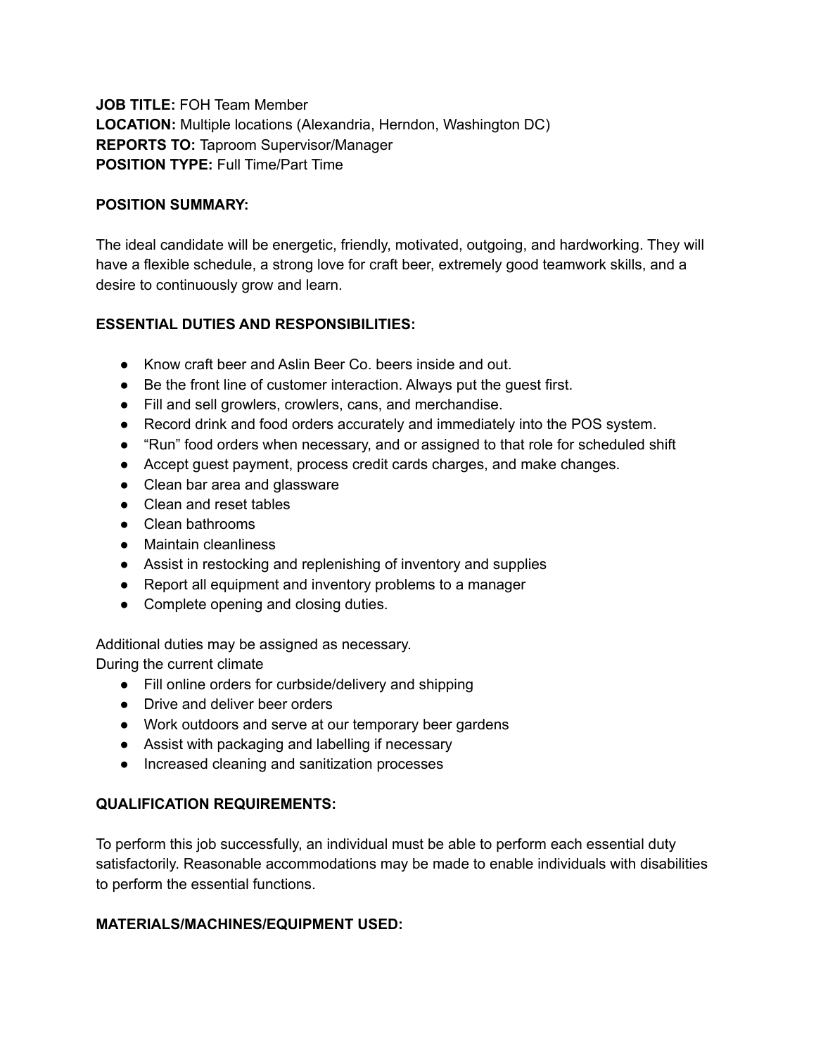**JOB TITLE:** FOH Team Member
**LOCATION:** Multiple locations (Alexandria, Herndon, Washington DC)
**REPORTS TO:** Taproom Supervisor/Manager
**POSITION TYPE:** Full Time/Part Time

**POSITION SUMMARY:**

The ideal candidate will be energetic, friendly, motivated, outgoing, and hardworking. They will have a flexible schedule, a strong love for craft beer, extremely good teamwork skills, and a desire to continuously grow and learn.

**ESSENTIAL DUTIES AND RESPONSIBILITIES:**

- Know craft beer and Aslin Beer Co. beers inside and out.
- Be the front line of customer interaction. Always put the guest first.
- Fill and sell growlers, crowlers, cans, and merchandise.
- Record drink and food orders accurately and immediately into the POS system.
- “Run” food orders when necessary, and or assigned to that role for scheduled shift
- Accept guest payment, process credit cards charges, and make changes.
- Clean bar area and glassware
- Clean and reset tables
- Clean bathrooms
- Maintain cleanliness
- Assist in restocking and replenishing of inventory and supplies
- Report all equipment and inventory problems to a manager
- Complete opening and closing duties.

Additional duties may be assigned as necessary.
During the current climate

- Fill online orders for curbside/delivery and shipping
- Drive and deliver beer orders
- Work outdoors and serve at our temporary beer gardens
- Assist with packaging and labelling if necessary
- Increased cleaning and sanitization processes

**QUALIFICATION REQUIREMENTS:**

To perform this job successfully, an individual must be able to perform each essential duty satisfactorily. Reasonable accommodations may be made to enable individuals with disabilities to perform the essential functions.

**MATERIALS/MACHINES/EQUIPMENT USED:**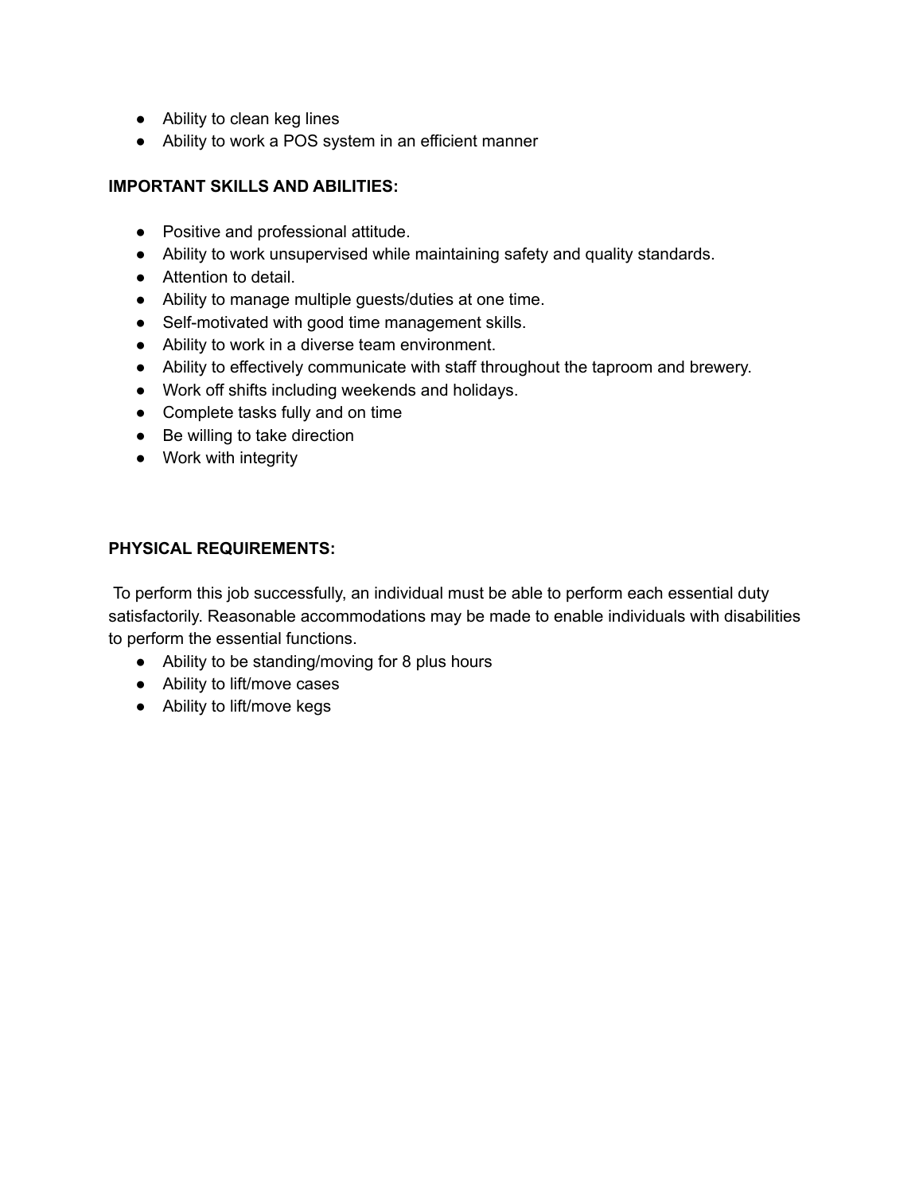- Ability to clean keg lines
- Ability to work a POS system in an efficient manner

**IMPORTANT SKILLS AND ABILITIES:**

- Positive and professional attitude.
- Ability to work unsupervised while maintaining safety and quality standards.
- Attention to detail.
- Ability to manage multiple guests/duties at one time.
- Self-motivated with good time management skills.
- Ability to work in a diverse team environment.
- Ability to effectively communicate with staff throughout the taproom and brewery.
- Work off shifts including weekends and holidays.
- Complete tasks fully and on time
- Be willing to take direction
- Work with integrity

**PHYSICAL REQUIREMENTS:**

To perform this job successfully, an individual must be able to perform each essential duty satisfactorily. Reasonable accommodations may be made to enable individuals with disabilities to perform the essential functions.

- Ability to be standing/moving for 8 plus hours
- Ability to lift/move cases
- Ability to lift/move kegs